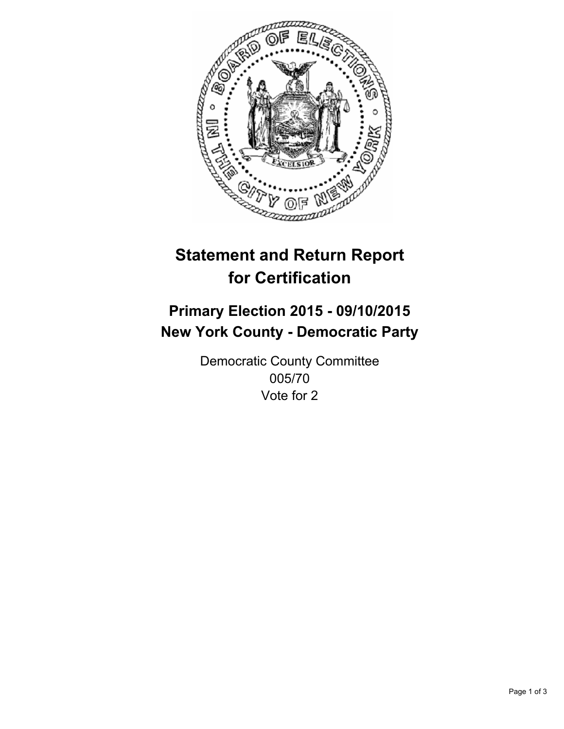# Statement and Return Report for Certification

## Primary Election 2015 - 09/10/2015
## New York County - Democratic Party

Democratic County Committee
005/70
Vote for 2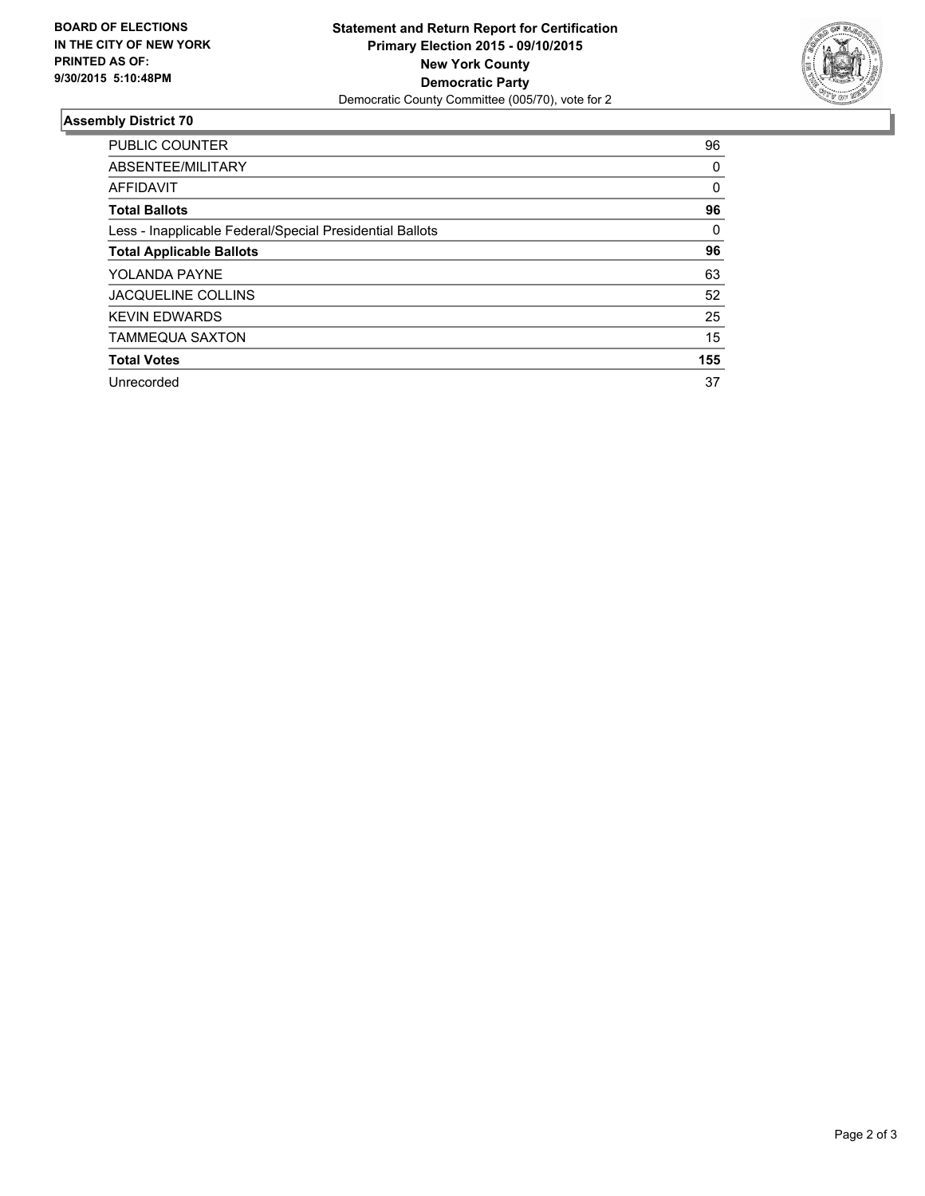**BOARD OF ELECTIONS IN THE CITY OF NEW YORK PRINTED AS OF: 9/30/2015 5:10:48PM**

**Statement and Return Report for Certification**
**Primary Election 2015 - 09/10/2015**
**New York County**
**Democratic Party**
Democratic County Committee (005/70), vote for 2

## Assembly District 70

| | |
|---|---|
| PUBLIC COUNTER | 96 |
| ABSENTEE/MILITARY | 0 |
| AFFIDAVIT | 0 |
| **Total Ballots** | **96** |
| Less - Inapplicable Federal/Special Presidential Ballots | 0 |
| **Total Applicable Ballots** | **96** |
| YOLANDA PAYNE | 63 |
| JACQUELINE COLLINS | 52 |
| KEVIN EDWARDS | 25 |
| TAMMEQUA SAXTON | 15 |
| **Total Votes** | **155** |
| Unrecorded | 37 |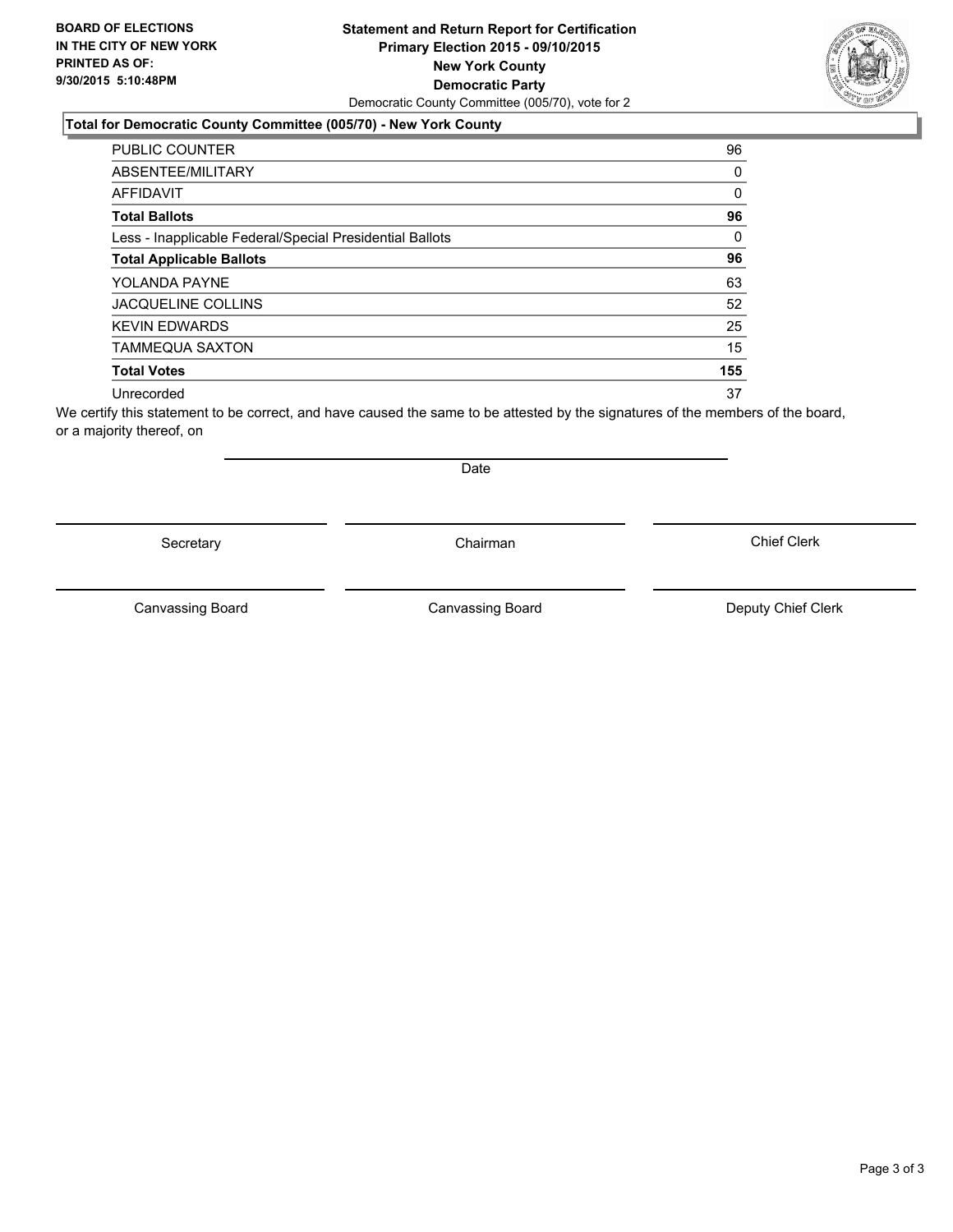**BOARD OF ELECTIONS IN THE CITY OF NEW YORK PRINTED AS OF: 9/30/2015 5:10:48PM**

**Statement and Return Report for Certification**
**Primary Election 2015 - 09/10/2015**
**New York County**
**Democratic Party**
Democratic County Committee (005/70), vote for 2

### Total for Democratic County Committee (005/70) - New York County

| | |
|---|---|
| PUBLIC COUNTER | 96 |
| ABSENTEE/MILITARY | 0 |
| AFFIDAVIT | 0 |
| **Total Ballots** | **96** |
| Less - Inapplicable Federal/Special Presidential Ballots | 0 |
| **Total Applicable Ballots** | **96** |
| YOLANDA PAYNE | 63 |
| JACQUELINE COLLINS | 52 |
| KEVIN EDWARDS | 25 |
| TAMMEQUA SAXTON | 15 |
| **Total Votes** | **155** |
| Unrecorded | 37 |

We certify this statement to be correct, and have caused the same to be attested by the signatures of the members of the board, or a majority thereof, on

Date

Secretary

Chairman

Chief Clerk

Canvassing Board

Canvassing Board

Deputy Chief Clerk